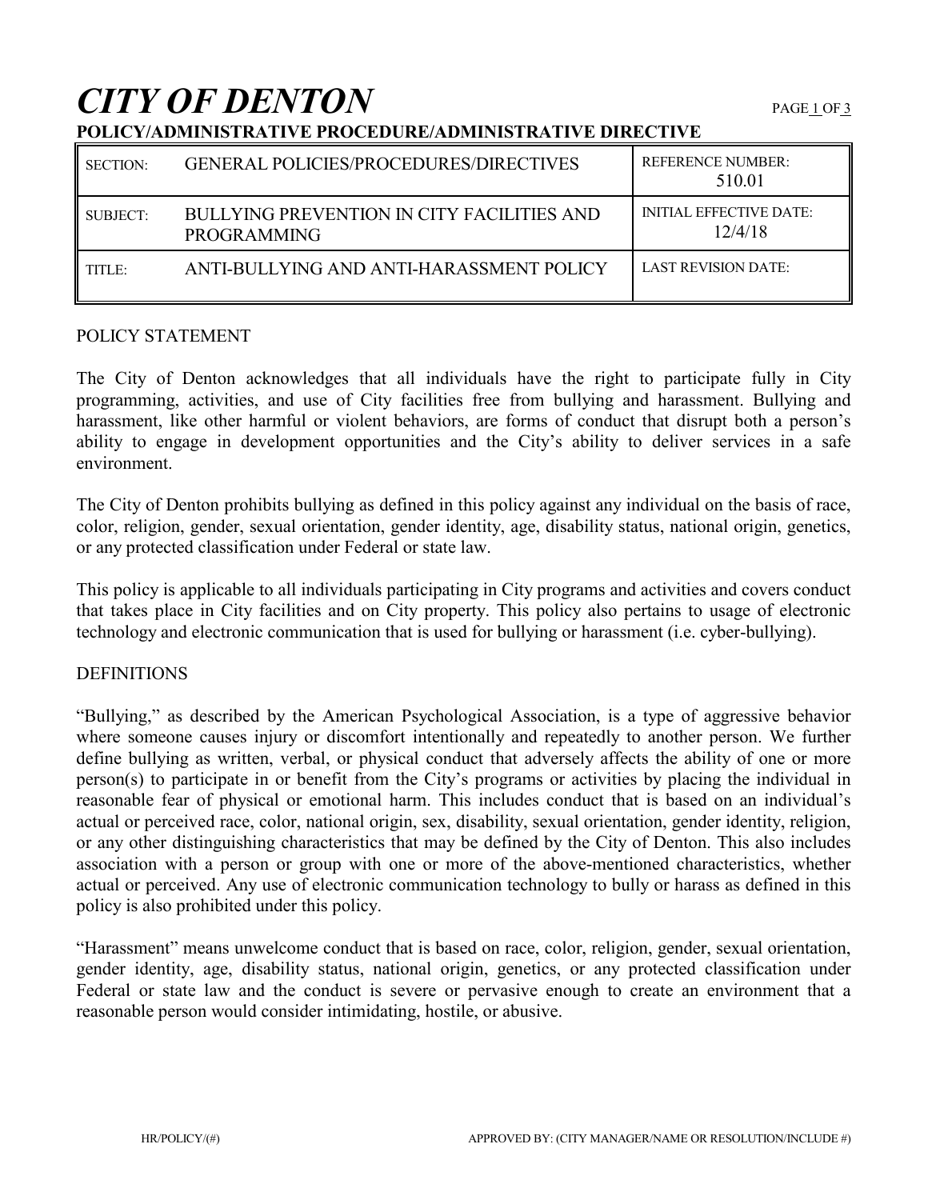# *CITY OF DENTON*

**POLICY/ADMINISTRATIVE PROCEDURE/ADMINISTRATIVE DIRECTIVE**

| | | |
|---|---|---|
| SECTION: | GENERAL POLICIES/PROCEDURES/DIRECTIVES | REFERENCE NUMBER: 510.01 |
| SUBJECT: | BULLYING PREVENTION IN CITY FACILITIES AND PROGRAMMING | INITIAL EFFECTIVE DATE: 12/4/18 |
| TITLE: | ANTI-BULLYING AND ANTI-HARASSMENT POLICY | LAST REVISION DATE: |

## POLICY STATEMENT

The City of Denton acknowledges that all individuals have the right to participate fully in City programming, activities, and use of City facilities free from bullying and harassment. Bullying and harassment, like other harmful or violent behaviors, are forms of conduct that disrupt both a person's ability to engage in development opportunities and the City's ability to deliver services in a safe environment.

The City of Denton prohibits bullying as defined in this policy against any individual on the basis of race, color, religion, gender, sexual orientation, gender identity, age, disability status, national origin, genetics, or any protected classification under Federal or state law.

This policy is applicable to all individuals participating in City programs and activities and covers conduct that takes place in City facilities and on City property. This policy also pertains to usage of electronic technology and electronic communication that is used for bullying or harassment (i.e. cyber-bullying).

## DEFINITIONS

"Bullying," as described by the American Psychological Association, is a type of aggressive behavior where someone causes injury or discomfort intentionally and repeatedly to another person. We further define bullying as written, verbal, or physical conduct that adversely affects the ability of one or more person(s) to participate in or benefit from the City's programs or activities by placing the individual in reasonable fear of physical or emotional harm. This includes conduct that is based on an individual's actual or perceived race, color, national origin, sex, disability, sexual orientation, gender identity, religion, or any other distinguishing characteristics that may be defined by the City of Denton. This also includes association with a person or group with one or more of the above-mentioned characteristics, whether actual or perceived. Any use of electronic communication technology to bully or harass as defined in this policy is also prohibited under this policy.

"Harassment" means unwelcome conduct that is based on race, color, religion, gender, sexual orientation, gender identity, age, disability status, national origin, genetics, or any protected classification under Federal or state law and the conduct is severe or pervasive enough to create an environment that a reasonable person would consider intimidating, hostile, or abusive.

HR/POLICY/(#) APPROVED BY: (CITY MANAGER/NAME OR RESOLUTION/INCLUDE #)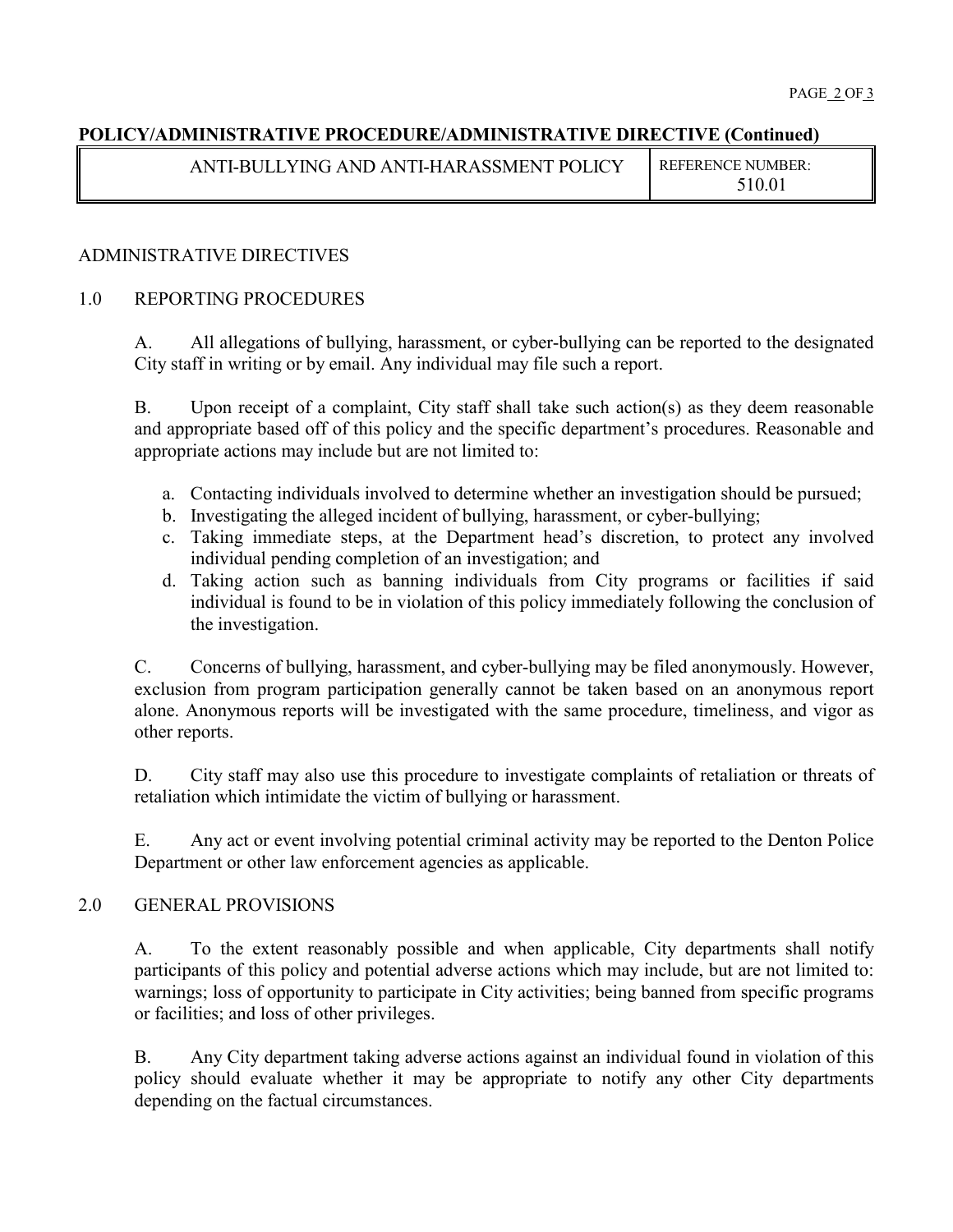**POLICY/ADMINISTRATIVE PROCEDURE/ADMINISTRATIVE DIRECTIVE (Continued)**

| ANTI-BULLYING AND ANTI-HARASSMENT POLICY | REFERENCE NUMBER: 510.01 |
|---|---|

## ADMINISTRATIVE DIRECTIVES

### 1.0 REPORTING PROCEDURES

A. All allegations of bullying, harassment, or cyber-bullying can be reported to the designated City staff in writing or by email. Any individual may file such a report.

B. Upon receipt of a complaint, City staff shall take such action(s) as they deem reasonable and appropriate based off of this policy and the specific department's procedures. Reasonable and appropriate actions may include but are not limited to:

a. Contacting individuals involved to determine whether an investigation should be pursued;
b. Investigating the alleged incident of bullying, harassment, or cyber-bullying;
c. Taking immediate steps, at the Department head's discretion, to protect any involved individual pending completion of an investigation; and
d. Taking action such as banning individuals from City programs or facilities if said individual is found to be in violation of this policy immediately following the conclusion of the investigation.

C. Concerns of bullying, harassment, and cyber-bullying may be filed anonymously. However, exclusion from program participation generally cannot be taken based on an anonymous report alone. Anonymous reports will be investigated with the same procedure, timeliness, and vigor as other reports.

D. City staff may also use this procedure to investigate complaints of retaliation or threats of retaliation which intimidate the victim of bullying or harassment.

E. Any act or event involving potential criminal activity may be reported to the Denton Police Department or other law enforcement agencies as applicable.

### 2.0 GENERAL PROVISIONS

A. To the extent reasonably possible and when applicable, City departments shall notify participants of this policy and potential adverse actions which may include, but are not limited to: warnings; loss of opportunity to participate in City activities; being banned from specific programs or facilities; and loss of other privileges.

B. Any City department taking adverse actions against an individual found in violation of this policy should evaluate whether it may be appropriate to notify any other City departments depending on the factual circumstances.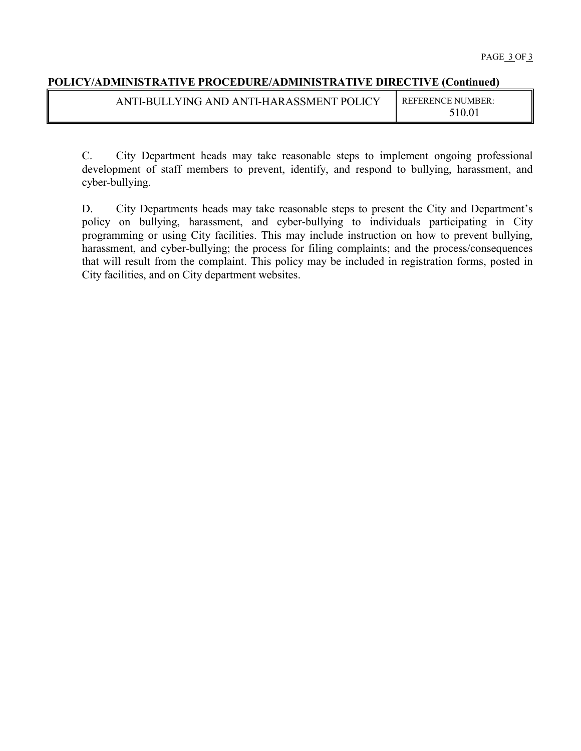C. City Department heads may take reasonable steps to implement ongoing professional development of staff members to prevent, identify, and respond to bullying, harassment, and cyber-bullying.

D. City Departments heads may take reasonable steps to present the City and Department's policy on bullying, harassment, and cyber-bullying to individuals participating in City programming or using City facilities. This may include instruction on how to prevent bullying, harassment, and cyber-bullying; the process for filing complaints; and the process/consequences that will result from the complaint. This policy may be included in registration forms, posted in City facilities, and on City department websites.